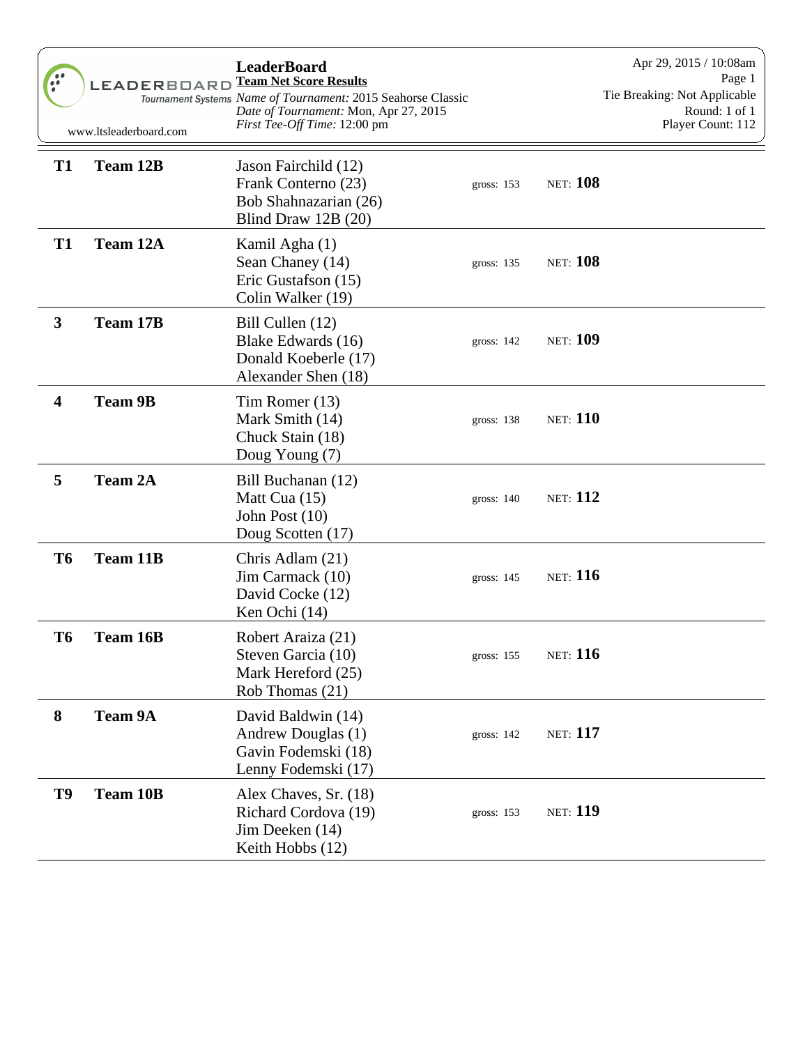# LeaderBoard

**Team Net Score Results**

*Name of Tournament:* 2015 Seahorse Classic
*Date of Tournament:* Mon, Apr 27, 2015
*First Tee-Off Time:* 12:00 pm

www.ltsleaderboard.com

Apr 29, 2015 / 10:08am
Tie Breaking: Not Applicable
Round: 1 of 1
Player Count: 112

| Pos | Team | Players | Gross | Net |
|---|---|---|---|---|
| T1 | **Team 12B** | Jason Fairchild (12)<br>Frank Conterno (23)<br>Bob Shahnazarian (26)<br>Blind Draw 12B (20) | gross: 153 | NET: **108** |
| T1 | **Team 12A** | Kamil Agha (1)<br>Sean Chaney (14)<br>Eric Gustafson (15)<br>Colin Walker (19) | gross: 135 | NET: **108** |
| 3 | **Team 17B** | Bill Cullen (12)<br>Blake Edwards (16)<br>Donald Koeberle (17)<br>Alexander Shen (18) | gross: 142 | NET: **109** |
| 4 | **Team 9B** | Tim Romer (13)<br>Mark Smith (14)<br>Chuck Stain (18)<br>Doug Young (7) | gross: 138 | NET: **110** |
| 5 | **Team 2A** | Bill Buchanan (12)<br>Matt Cua (15)<br>John Post (10)<br>Doug Scotten (17) | gross: 140 | NET: **112** |
| T6 | **Team 11B** | Chris Adlam (21)<br>Jim Carmack (10)<br>David Cocke (12)<br>Ken Ochi (14) | gross: 145 | NET: **116** |
| T6 | **Team 16B** | Robert Araiza (21)<br>Steven Garcia (10)<br>Mark Hereford (25)<br>Rob Thomas (21) | gross: 155 | NET: **116** |
| 8 | **Team 9A** | David Baldwin (14)<br>Andrew Douglas (1)<br>Gavin Fodemski (18)<br>Lenny Fodemski (17) | gross: 142 | NET: **117** |
| T9 | **Team 10B** | Alex Chaves, Sr. (18)<br>Richard Cordova (19)<br>Jim Deeken (14)<br>Keith Hobbs (12) | gross: 153 | NET: **119** |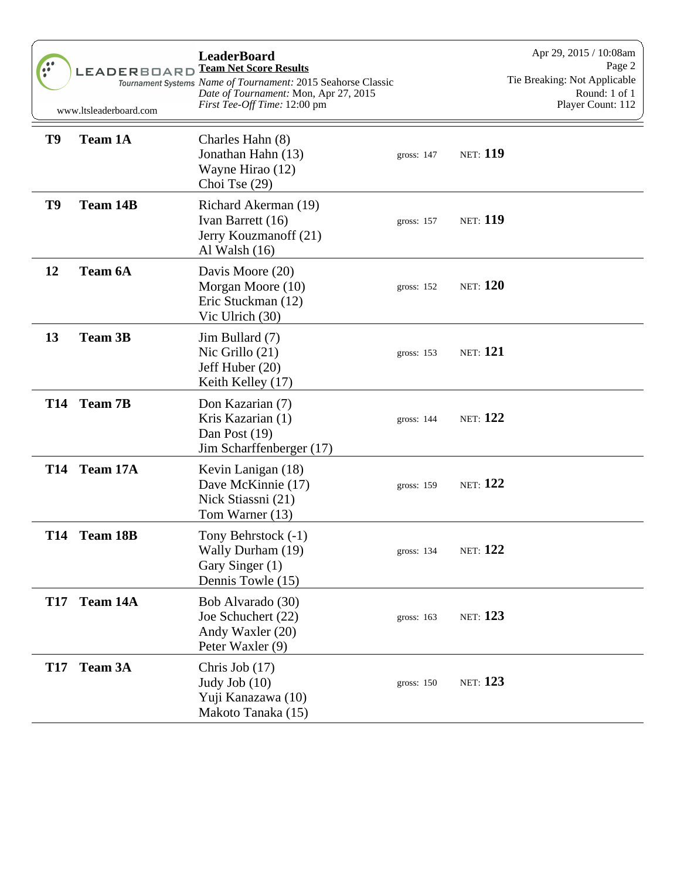# LeaderBoard

**Team Net Score Results**

*Name of Tournament:* 2015 Seahorse Classic
*Date of Tournament:* Mon, Apr 27, 2015
*First Tee-Off Time:* 12:00 pm

Apr 29, 2015 / 10:08am
Tie Breaking: Not Applicable
Round: 1 of 1
Player Count: 112

| Pos | Team | Players | Gross | Net |
|---|---|---|---|---|
| **T9** | **Team 1A** | Charles Hahn (8)<br>Jonathan Hahn (13)<br>Wayne Hirao (12)<br>Choi Tse (29) | gross: 147 | NET: **119** |
| **T9** | **Team 14B** | Richard Akerman (19)<br>Ivan Barrett (16)<br>Jerry Kouzmanoff (21)<br>Al Walsh (16) | gross: 157 | NET: **119** |
| **12** | **Team 6A** | Davis Moore (20)<br>Morgan Moore (10)<br>Eric Stuckman (12)<br>Vic Ulrich (30) | gross: 152 | NET: **120** |
| **13** | **Team 3B** | Jim Bullard (7)<br>Nic Grillo (21)<br>Jeff Huber (20)<br>Keith Kelley (17) | gross: 153 | NET: **121** |
| **T14** | **Team 7B** | Don Kazarian (7)<br>Kris Kazarian (1)<br>Dan Post (19)<br>Jim Scharffenberger (17) | gross: 144 | NET: **122** |
| **T14** | **Team 17A** | Kevin Lanigan (18)<br>Dave McKinnie (17)<br>Nick Stiassni (21)<br>Tom Warner (13) | gross: 159 | NET: **122** |
| **T14** | **Team 18B** | Tony Behrstock (-1)<br>Wally Durham (19)<br>Gary Singer (1)<br>Dennis Towle (15) | gross: 134 | NET: **122** |
| **T17** | **Team 14A** | Bob Alvarado (30)<br>Joe Schuchert (22)<br>Andy Waxler (20)<br>Peter Waxler (9) | gross: 163 | NET: **123** |
| **T17** | **Team 3A** | Chris Job (17)<br>Judy Job (10)<br>Yuji Kanazawa (10)<br>Makoto Tanaka (15) | gross: 150 | NET: **123** |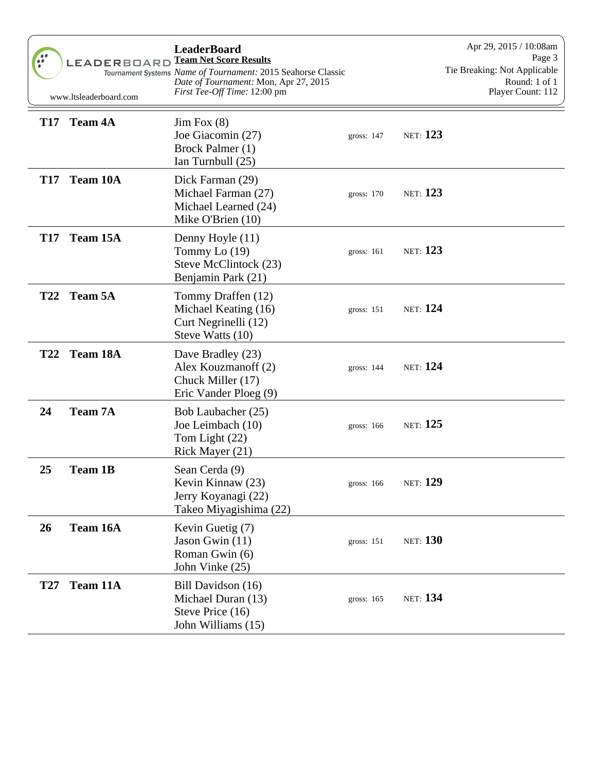# LeaderBoard

**Team Net Score Results**

*Name of Tournament:* 2015 Seahorse Classic
*Date of Tournament:* Mon, Apr 27, 2015
*First Tee-Off Time:* 12:00 pm

Apr 29, 2015 / 10:08am
Tie Breaking: Not Applicable
Round: 1 of 1
Player Count: 112

| Pos | Team | Players | Gross | Net |
|---|---|---|---|---|
| **T17** | **Team 4A** | Jim Fox (8)<br>Joe Giacomin (27)<br>Brock Palmer (1)<br>Ian Turnbull (25) | gross: 147 | NET: **123** |
| **T17** | **Team 10A** | Dick Farman (29)<br>Michael Farman (27)<br>Michael Learned (24)<br>Mike O'Brien (10) | gross: 170 | NET: **123** |
| **T17** | **Team 15A** | Denny Hoyle (11)<br>Tommy Lo (19)<br>Steve McClintock (23)<br>Benjamin Park (21) | gross: 161 | NET: **123** |
| **T22** | **Team 5A** | Tommy Draffen (12)<br>Michael Keating (16)<br>Curt Negrinelli (12)<br>Steve Watts (10) | gross: 151 | NET: **124** |
| **T22** | **Team 18A** | Dave Bradley (23)<br>Alex Kouzmanoff (2)<br>Chuck Miller (17)<br>Eric Vander Ploeg (9) | gross: 144 | NET: **124** |
| **24** | **Team 7A** | Bob Laubacher (25)<br>Joe Leimbach (10)<br>Tom Light (22)<br>Rick Mayer (21) | gross: 166 | NET: **125** |
| **25** | **Team 1B** | Sean Cerda (9)<br>Kevin Kinnaw (23)<br>Jerry Koyanagi (22)<br>Takeo Miyagishima (22) | gross: 166 | NET: **129** |
| **26** | **Team 16A** | Kevin Guetig (7)<br>Jason Gwin (11)<br>Roman Gwin (6)<br>John Vinke (25) | gross: 151 | NET: **130** |
| **T27** | **Team 11A** | Bill Davidson (16)<br>Michael Duran (13)<br>Steve Price (16)<br>John Williams (15) | gross: 165 | NET: **134** |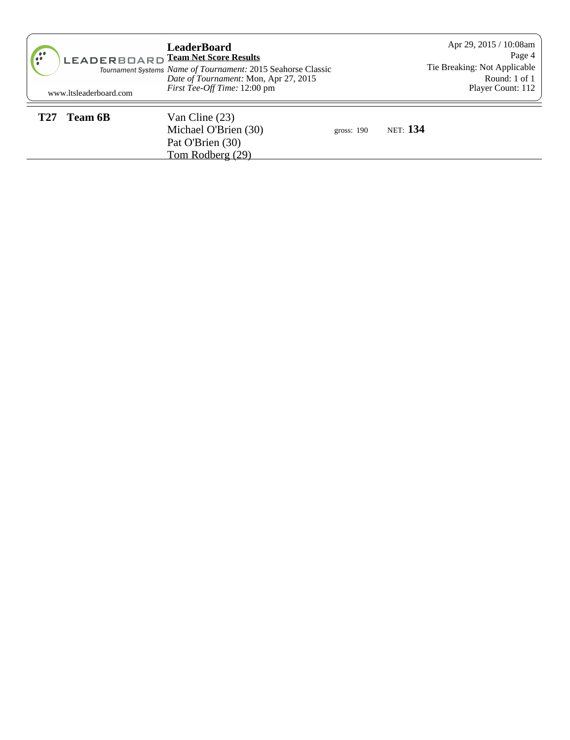| | | | | |
|---|---|---|---|---|
| **T27** | **Team 6B** | Van Cline (23)<br>Michael O'Brien (30)<br>Pat O'Brien (30)<br>Tom Rodberg (29) | gross: 190 | NET: **134** |